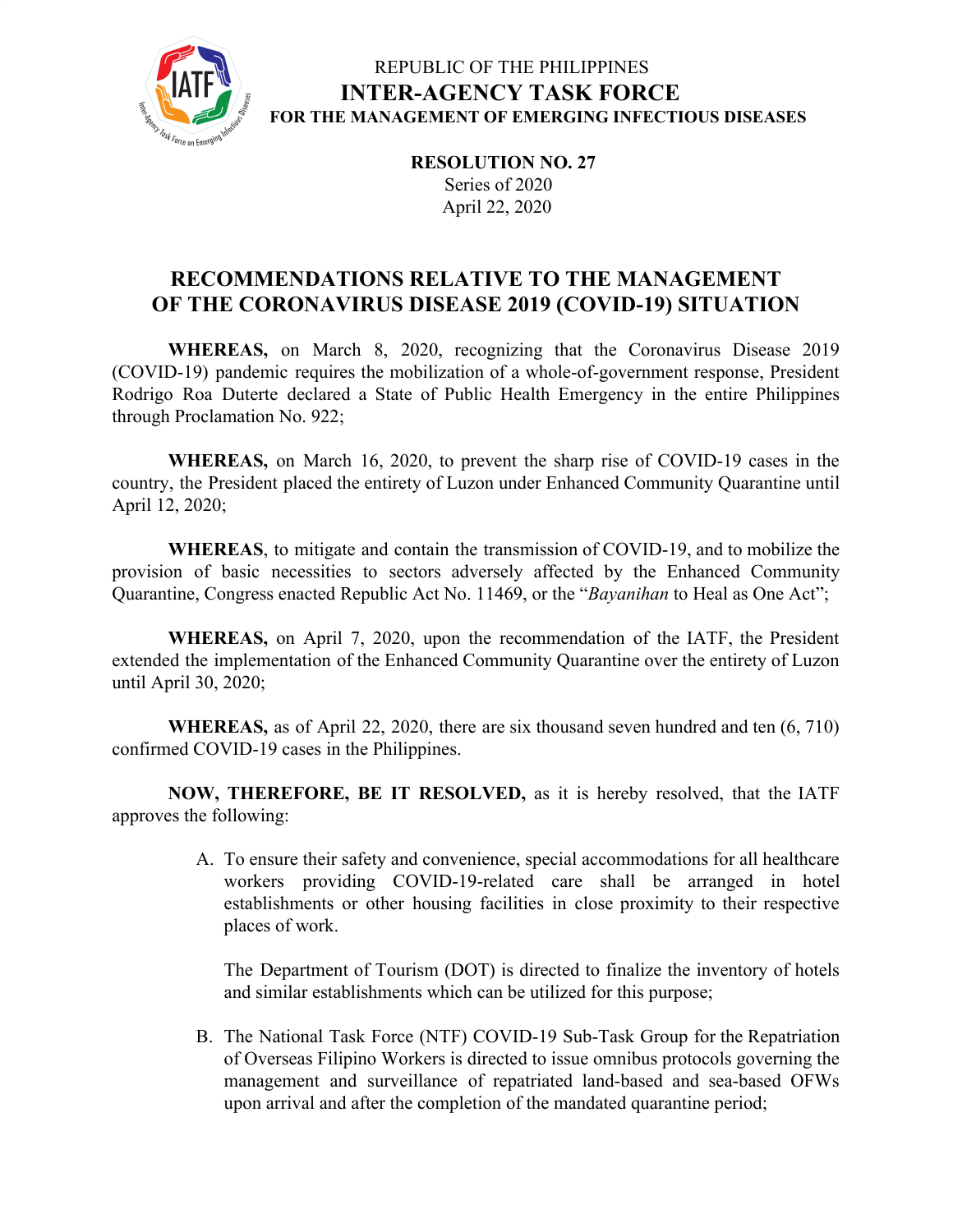REPUBLIC OF THE PHILIPPINES

**INTER-AGENCY TASK FORCE**

**FOR THE MANAGEMENT OF EMERGING INFECTIOUS DISEASES**

**RESOLUTION NO. 27**
Series of 2020
April 22, 2020

# RECOMMENDATIONS RELATIVE TO THE MANAGEMENT OF THE CORONAVIRUS DISEASE 2019 (COVID-19) SITUATION

**WHEREAS,** on March 8, 2020, recognizing that the Coronavirus Disease 2019 (COVID-19) pandemic requires the mobilization of a whole-of-government response, President Rodrigo Roa Duterte declared a State of Public Health Emergency in the entire Philippines through Proclamation No. 922;

**WHEREAS,** on March 16, 2020, to prevent the sharp rise of COVID-19 cases in the country, the President placed the entirety of Luzon under Enhanced Community Quarantine until April 12, 2020;

**WHEREAS**, to mitigate and contain the transmission of COVID-19, and to mobilize the provision of basic necessities to sectors adversely affected by the Enhanced Community Quarantine, Congress enacted Republic Act No. 11469, or the "*Bayanihan* to Heal as One Act";

**WHEREAS,** on April 7, 2020, upon the recommendation of the IATF, the President extended the implementation of the Enhanced Community Quarantine over the entirety of Luzon until April 30, 2020;

**WHEREAS,** as of April 22, 2020, there are six thousand seven hundred and ten (6, 710) confirmed COVID-19 cases in the Philippines.

**NOW, THEREFORE, BE IT RESOLVED,** as it is hereby resolved, that the IATF approves the following:

A. To ensure their safety and convenience, special accommodations for all healthcare workers providing COVID-19-related care shall be arranged in hotel establishments or other housing facilities in close proximity to their respective places of work.

   The Department of Tourism (DOT) is directed to finalize the inventory of hotels and similar establishments which can be utilized for this purpose;

B. The National Task Force (NTF) COVID-19 Sub-Task Group for the Repatriation of Overseas Filipino Workers is directed to issue omnibus protocols governing the management and surveillance of repatriated land-based and sea-based OFWs upon arrival and after the completion of the mandated quarantine period;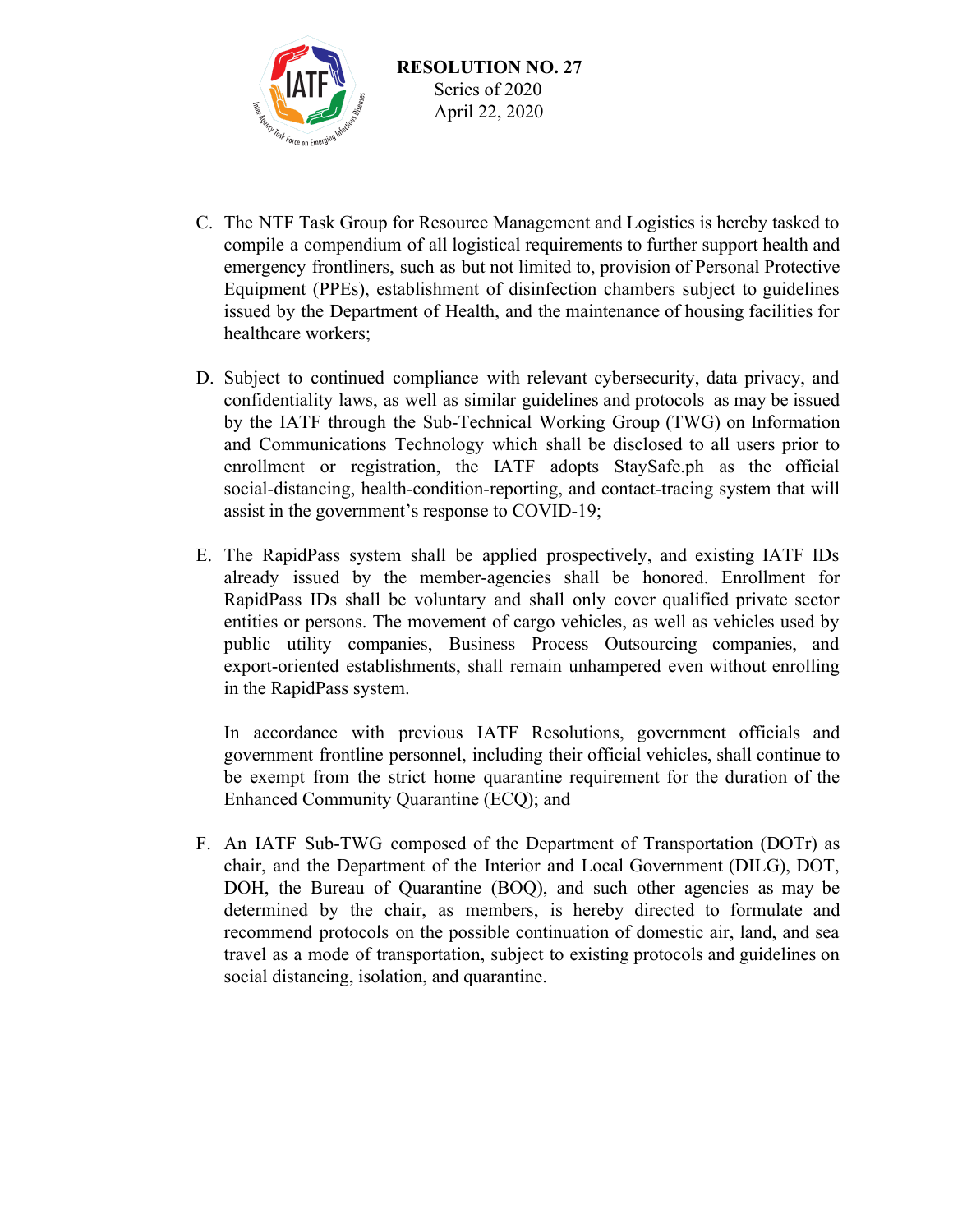C. The NTF Task Group for Resource Management and Logistics is hereby tasked to compile a compendium of all logistical requirements to further support health and emergency frontliners, such as but not limited to, provision of Personal Protective Equipment (PPEs), establishment of disinfection chambers subject to guidelines issued by the Department of Health, and the maintenance of housing facilities for healthcare workers;

D. Subject to continued compliance with relevant cybersecurity, data privacy, and confidentiality laws, as well as similar guidelines and protocols as may be issued by the IATF through the Sub-Technical Working Group (TWG) on Information and Communications Technology which shall be disclosed to all users prior to enrollment or registration, the IATF adopts StaySafe.ph as the official social-distancing, health-condition-reporting, and contact-tracing system that will assist in the government's response to COVID-19;

E. The RapidPass system shall be applied prospectively, and existing IATF IDs already issued by the member-agencies shall be honored. Enrollment for RapidPass IDs shall be voluntary and shall only cover qualified private sector entities or persons. The movement of cargo vehicles, as well as vehicles used by public utility companies, Business Process Outsourcing companies, and export-oriented establishments, shall remain unhampered even without enrolling in the RapidPass system.

   In accordance with previous IATF Resolutions, government officials and government frontline personnel, including their official vehicles, shall continue to be exempt from the strict home quarantine requirement for the duration of the Enhanced Community Quarantine (ECQ); and

F. An IATF Sub-TWG composed of the Department of Transportation (DOTr) as chair, and the Department of the Interior and Local Government (DILG), DOT, DOH, the Bureau of Quarantine (BOQ), and such other agencies as may be determined by the chair, as members, is hereby directed to formulate and recommend protocols on the possible continuation of domestic air, land, and sea travel as a mode of transportation, subject to existing protocols and guidelines on social distancing, isolation, and quarantine.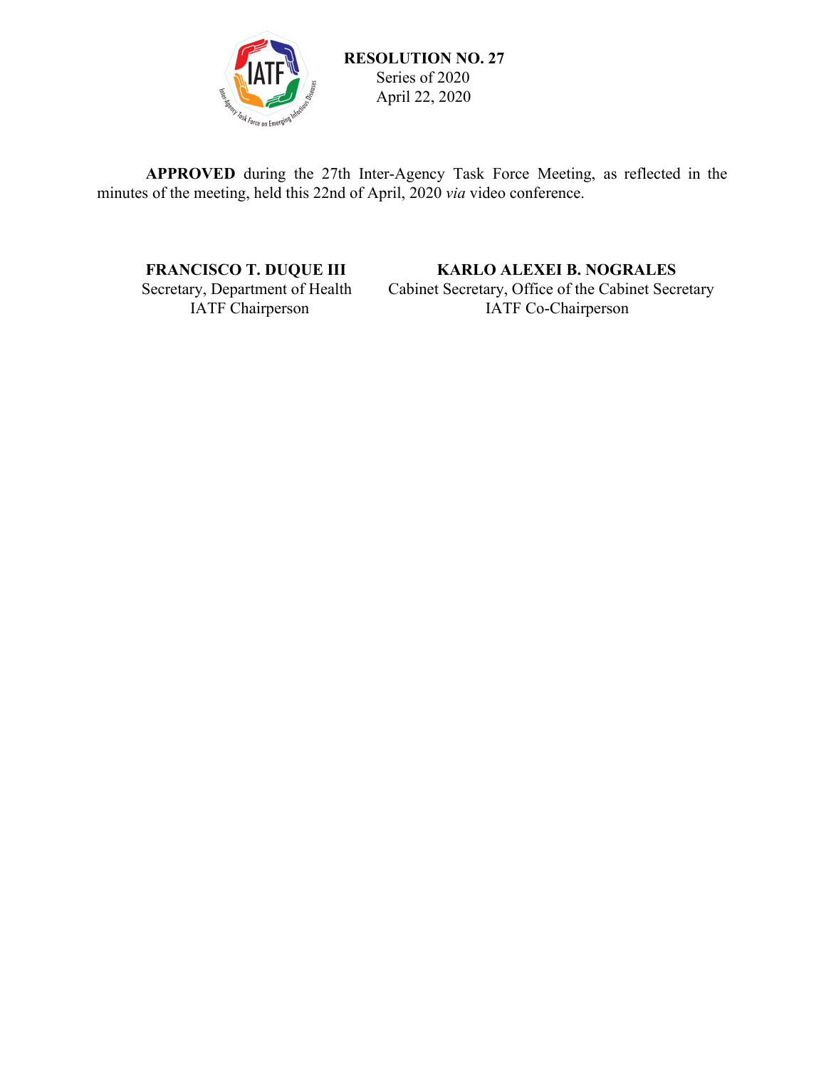**RESOLUTION NO. 27**
Series of 2020
April 22, 2020

**APPROVED** during the 27th Inter-Agency Task Force Meeting, as reflected in the minutes of the meeting, held this 22nd of April, 2020 *via* video conference.

**FRANCISCO T. DUQUE III**
Secretary, Department of Health
IATF Chairperson

**KARLO ALEXEI B. NOGRALES**
Cabinet Secretary, Office of the Cabinet Secretary
IATF Co-Chairperson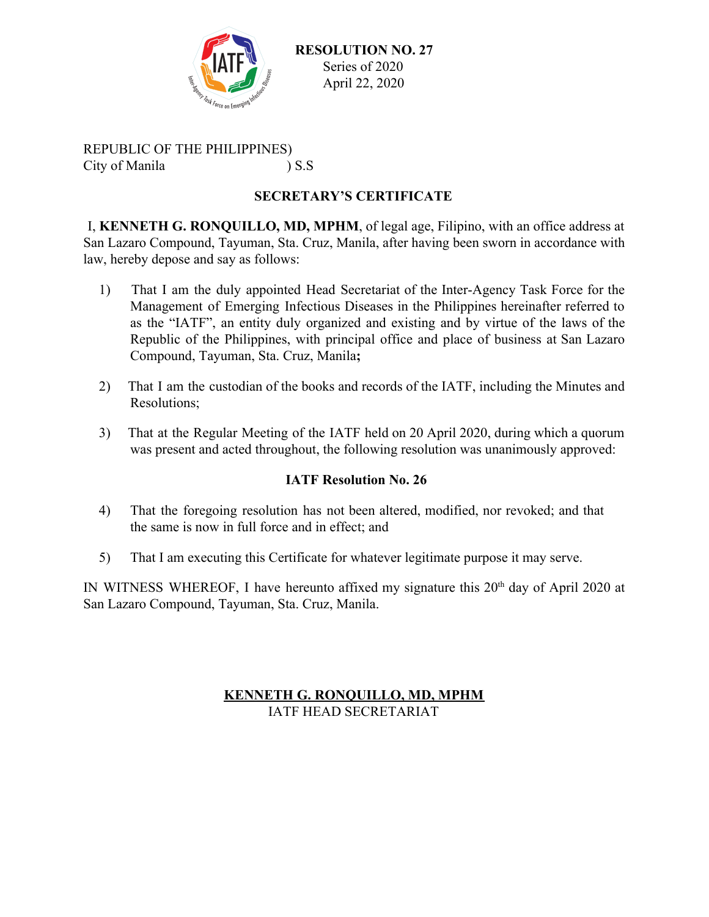**RESOLUTION NO. 27**
Series of 2020
April 22, 2020

REPUBLIC OF THE PHILIPPINES)
City of Manila ) S.S

## SECRETARY'S CERTIFICATE

I, **KENNETH G. RONQUILLO, MD, MPHM**, of legal age, Filipino, with an office address at San Lazaro Compound, Tayuman, Sta. Cruz, Manila, after having been sworn in accordance with law, hereby depose and say as follows:

1) That I am the duly appointed Head Secretariat of the Inter-Agency Task Force for the Management of Emerging Infectious Diseases in the Philippines hereinafter referred to as the "IATF", an entity duly organized and existing and by virtue of the laws of the Republic of the Philippines, with principal office and place of business at San Lazaro Compound, Tayuman, Sta. Cruz, Manila**;**

2) That I am the custodian of the books and records of the IATF, including the Minutes and Resolutions;

3) That at the Regular Meeting of the IATF held on 20 April 2020, during which a quorum was present and acted throughout, the following resolution was unanimously approved:

**IATF Resolution No. 26**

4) That the foregoing resolution has not been altered, modified, nor revoked; and that the same is now in full force and in effect; and

5) That I am executing this Certificate for whatever legitimate purpose it may serve.

IN WITNESS WHEREOF, I have hereunto affixed my signature this 20th day of April 2020 at San Lazaro Compound, Tayuman, Sta. Cruz, Manila.

**KENNETH G. RONQUILLO, MD, MPHM**
IATF HEAD SECRETARIAT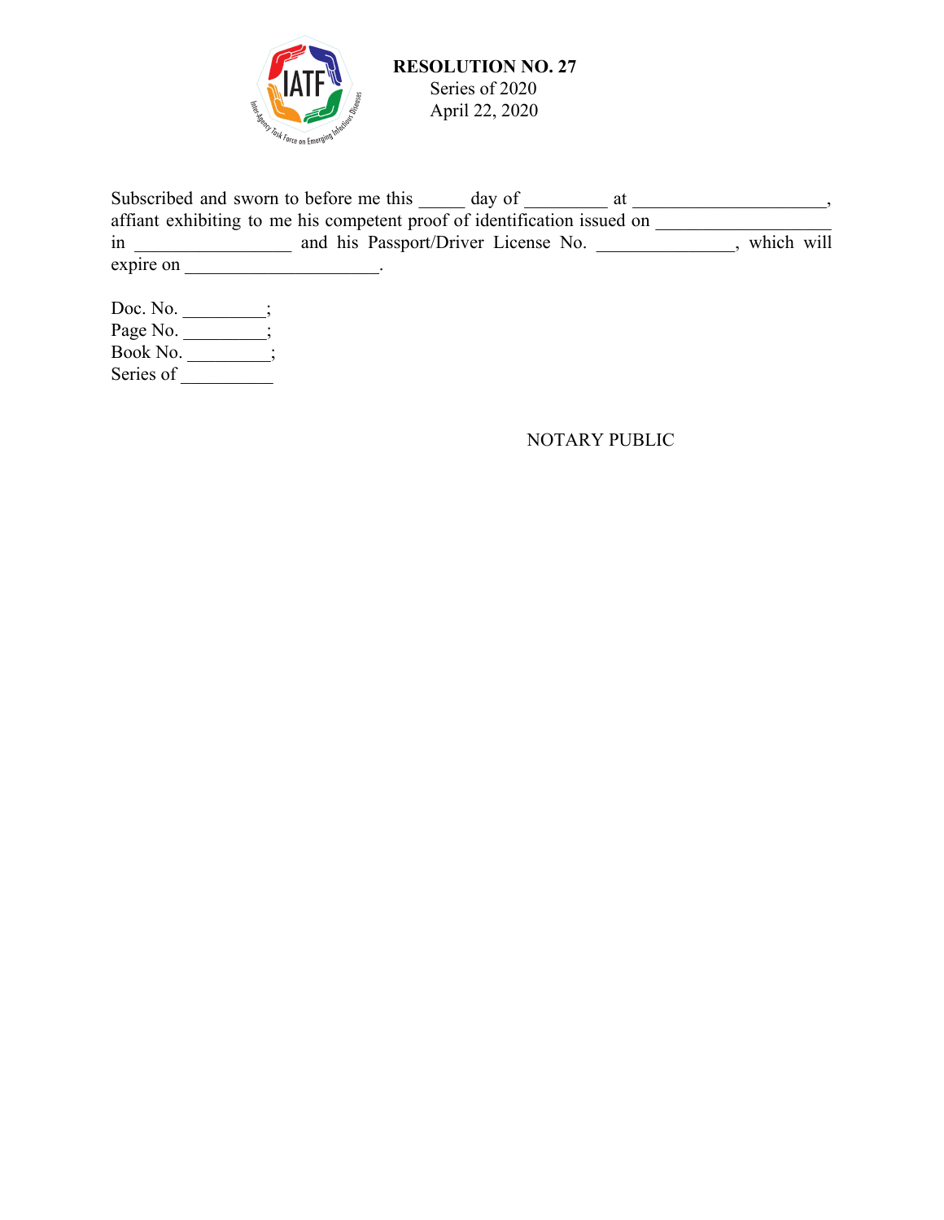Subscribed and sworn to before me this _____ day of _________ at ____________________, affiant exhibiting to me his competent proof of identification issued on __________________ in ________________ and his Passport/Driver License No. ______________, which will expire on ____________________.

Doc. No. _________;  
Page No. _________;  
Book No. _________;  
Series of __________

NOTARY PUBLIC